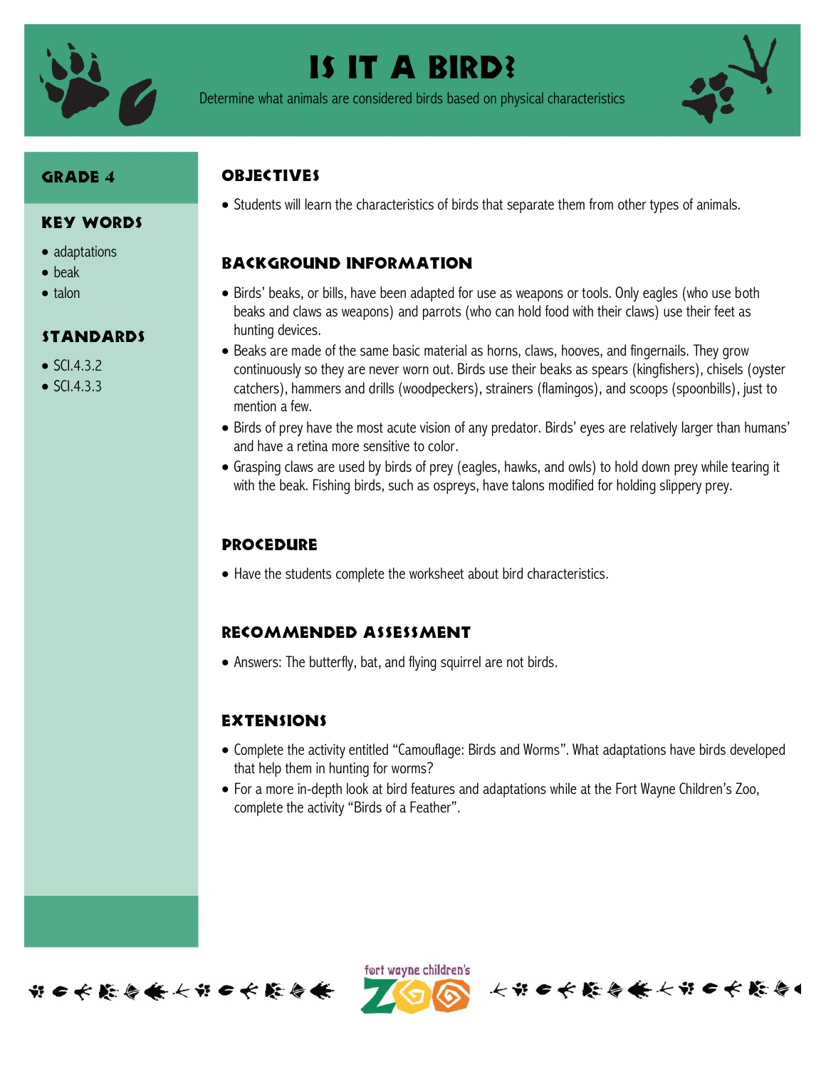# Is it a Bird?

Determine what animals are considered birds based on physical characteristics

## Grade 4

## Key Words

- adaptations
- beak
- talon

## Standards

- SCI.4.3.2
- SCI.4.3.3

## Objectives

- Students will learn the characteristics of birds that separate them from other types of animals.

## Background Information

- Birds' beaks, or bills, have been adapted for use as weapons or tools. Only eagles (who use both beaks and claws as weapons) and parrots (who can hold food with their claws) use their feet as hunting devices.
- Beaks are made of the same basic material as horns, claws, hooves, and fingernails. They grow continuously so they are never worn out. Birds use their beaks as spears (kingfishers), chisels (oyster catchers), hammers and drills (woodpeckers), strainers (flamingos), and scoops (spoonbills), just to mention a few.
- Birds of prey have the most acute vision of any predator. Birds' eyes are relatively larger than humans' and have a retina more sensitive to color.
- Grasping claws are used by birds of prey (eagles, hawks, and owls) to hold down prey while tearing it with the beak. Fishing birds, such as ospreys, have talons modified for holding slippery prey.

## Procedure

- Have the students complete the worksheet about bird characteristics.

## Recommended Assessment

- Answers: The butterfly, bat, and flying squirrel are not birds.

## Extensions

- Complete the activity entitled "Camouflage: Birds and Worms". What adaptations have birds developed that help them in hunting for worms?
- For a more in-depth look at bird features and adaptations while at the Fort Wayne Children's Zoo, complete the activity "Birds of a Feather".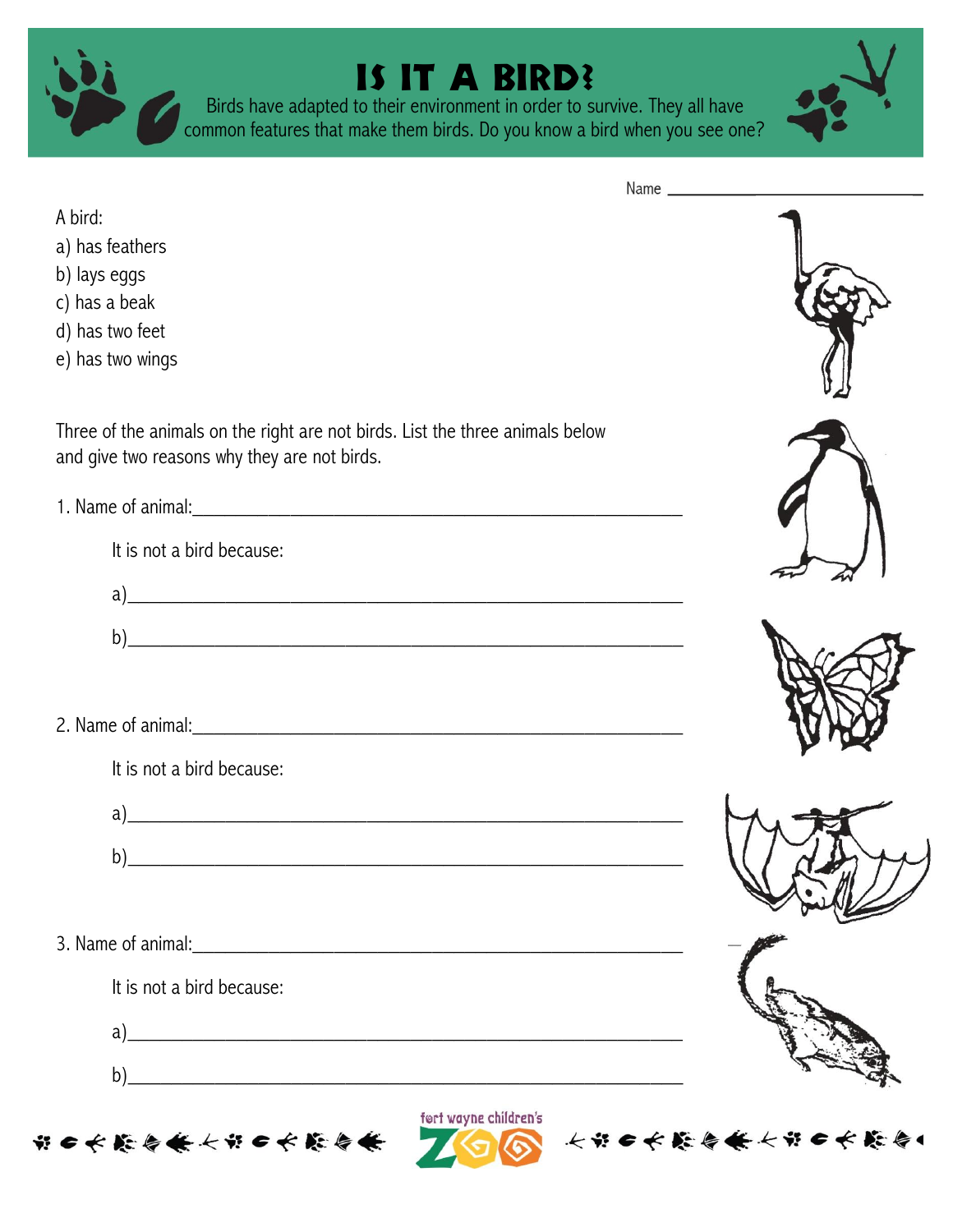# IS IT A BIRD?

Birds have adapted to their environment in order to survive. They all have common features that make them birds. Do you know a bird when you see one?

Name ______________________________

A bird:

a) has feathers

b) lays eggs

c) has a beak

d) has two feet

e) has two wings

Three of the animals on the right are not birds. List the three animals below and give two reasons why they are not birds.

1. Name of animal:___________________________________________________

   It is not a bird because:

   a)___________________________________________________

   b)___________________________________________________

2. Name of animal:___________________________________________________

   It is not a bird because:

   a)___________________________________________________

   b)___________________________________________________

3. Name of animal:___________________________________________________

   It is not a bird because:

   a)___________________________________________________

   b)___________________________________________________

fort wayne children's ZOO